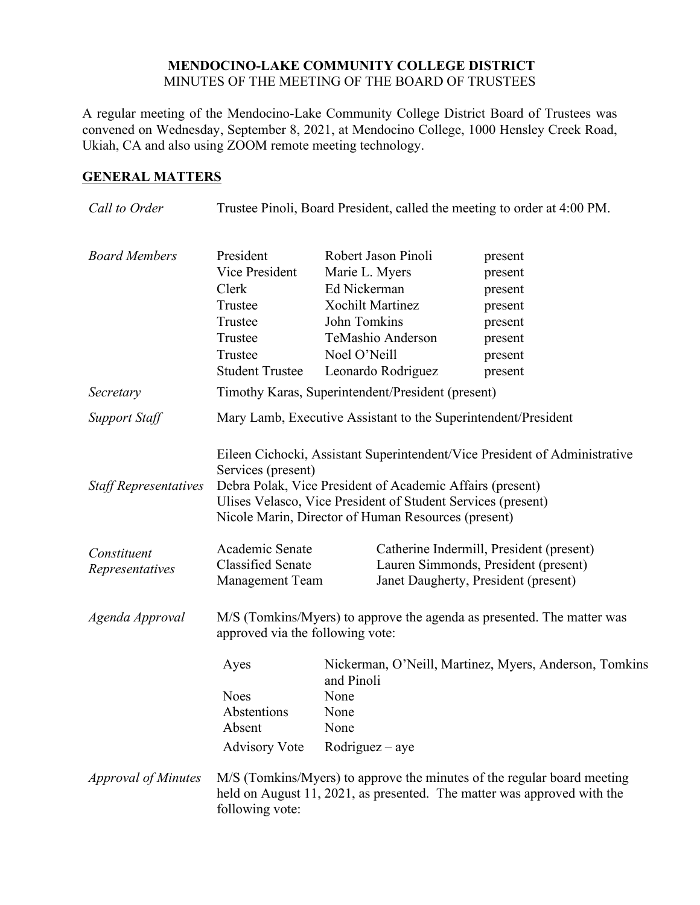# MENDOCINO-LAKE COMMUNITY COLLEGE DISTRICT

MINUTES OF THE MEETING OF THE BOARD OF TRUSTEES

A regular meeting of the Mendocino-Lake Community College District Board of Trustees was convened on Wednesday, September 8, 2021, at Mendocino College, 1000 Hensley Creek Road, Ukiah, CA and also using ZOOM remote meeting technology.

## GENERAL MATTERS

*Call to Order* — Trustee Pinoli, Board President, called the meeting to order at 4:00 PM.

*Board Members*

| | | |
|---|---|---|
| President | Robert Jason Pinoli | present |
| Vice President | Marie L. Myers | present |
| Clerk | Ed Nickerman | present |
| Trustee | Xochilt Martinez | present |
| Trustee | John Tomkins | present |
| Trustee | TeMashio Anderson | present |
| Trustee | Noel O'Neill | present |
| Student Trustee | Leonardo Rodriguez | present |

*Secretary* — Timothy Karas, Superintendent/President (present)

*Support Staff* — Mary Lamb, Executive Assistant to the Superintendent/President

*Staff Representatives*

Eileen Cichocki, Assistant Superintendent/Vice President of Administrative Services (present)
Debra Polak, Vice President of Academic Affairs (present)
Ulises Velasco, Vice President of Student Services (present)
Nicole Marin, Director of Human Resources (present)

*Constituent Representatives*

| | |
|---|---|
| Academic Senate | Catherine Indermill, President (present) |
| Classified Senate | Lauren Simmonds, President (present) |
| Management Team | Janet Daugherty, President (present) |

*Agenda Approval* — M/S (Tomkins/Myers) to approve the agenda as presented. The matter was approved via the following vote:

| | |
|---|---|
| Ayes | Nickerman, O'Neill, Martinez, Myers, Anderson, Tomkins and Pinoli |
| Noes | None |
| Abstentions | None |
| Absent | None |
| Advisory Vote | Rodriguez – aye |

*Approval of Minutes* — M/S (Tomkins/Myers) to approve the minutes of the regular board meeting held on August 11, 2021, as presented. The matter was approved with the following vote: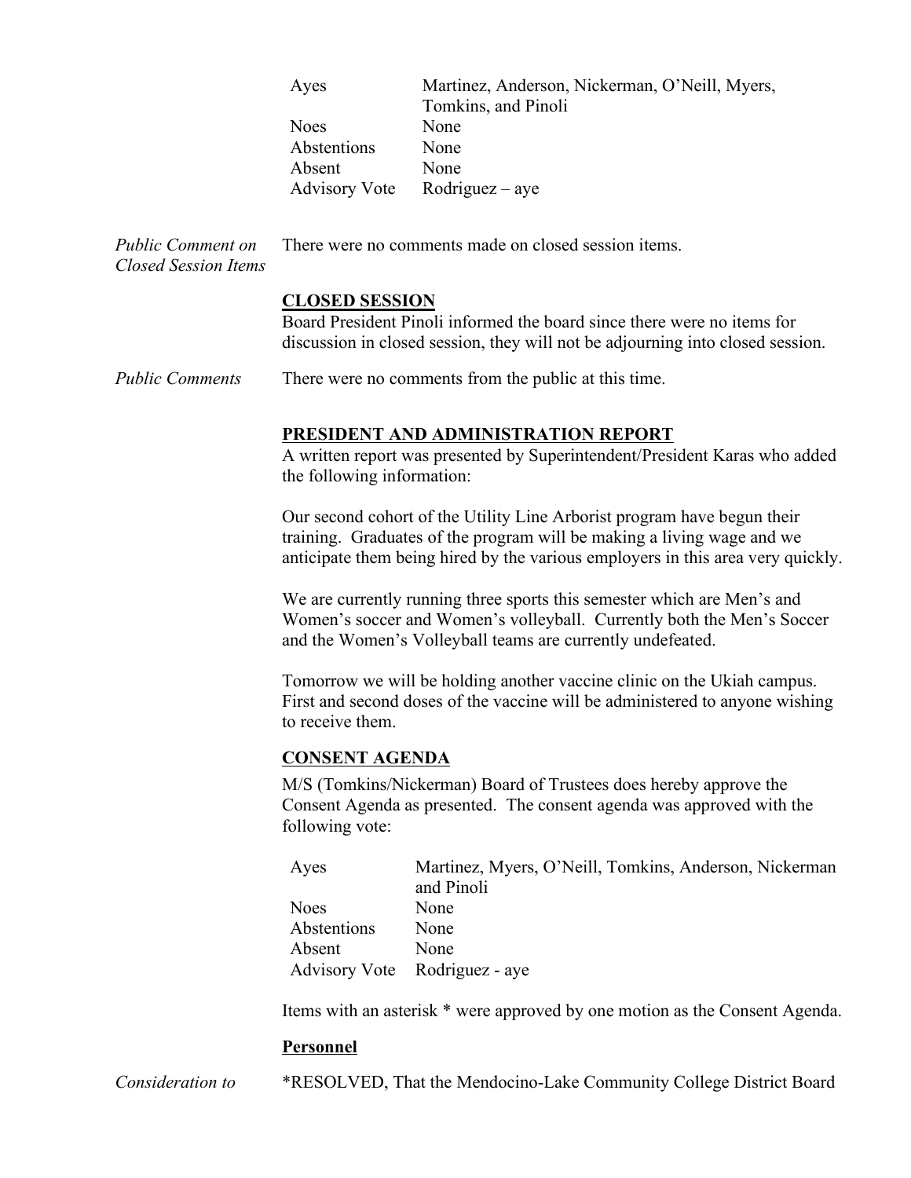| | |
|---|---|
| Ayes | Martinez, Anderson, Nickerman, O'Neill, Myers, Tomkins, and Pinoli |
| Noes | None |
| Abstentions | None |
| Absent | None |
| Advisory Vote | Rodriguez – aye |

*Public Comment on Closed Session Items*

There were no comments made on closed session items.

**CLOSED SESSION**

Board President Pinoli informed the board since there were no items for discussion in closed session, they will not be adjourning into closed session.

*Public Comments*

There were no comments from the public at this time.

**PRESIDENT AND ADMINISTRATION REPORT**

A written report was presented by Superintendent/President Karas who added the following information:

Our second cohort of the Utility Line Arborist program have begun their training. Graduates of the program will be making a living wage and we anticipate them being hired by the various employers in this area very quickly.

We are currently running three sports this semester which are Men's and Women's soccer and Women's volleyball. Currently both the Men's Soccer and the Women's Volleyball teams are currently undefeated.

Tomorrow we will be holding another vaccine clinic on the Ukiah campus. First and second doses of the vaccine will be administered to anyone wishing to receive them.

**CONSENT AGENDA**

M/S (Tomkins/Nickerman) Board of Trustees does hereby approve the Consent Agenda as presented. The consent agenda was approved with the following vote:

| | |
|---|---|
| Ayes | Martinez, Myers, O'Neill, Tomkins, Anderson, Nickerman and Pinoli |
| Noes | None |
| Abstentions | None |
| Absent | None |
| Advisory Vote | Rodriguez - aye |

Items with an asterisk * were approved by one motion as the Consent Agenda.

**Personnel**

*Consideration to*

*RESOLVED, That the Mendocino-Lake Community College District Board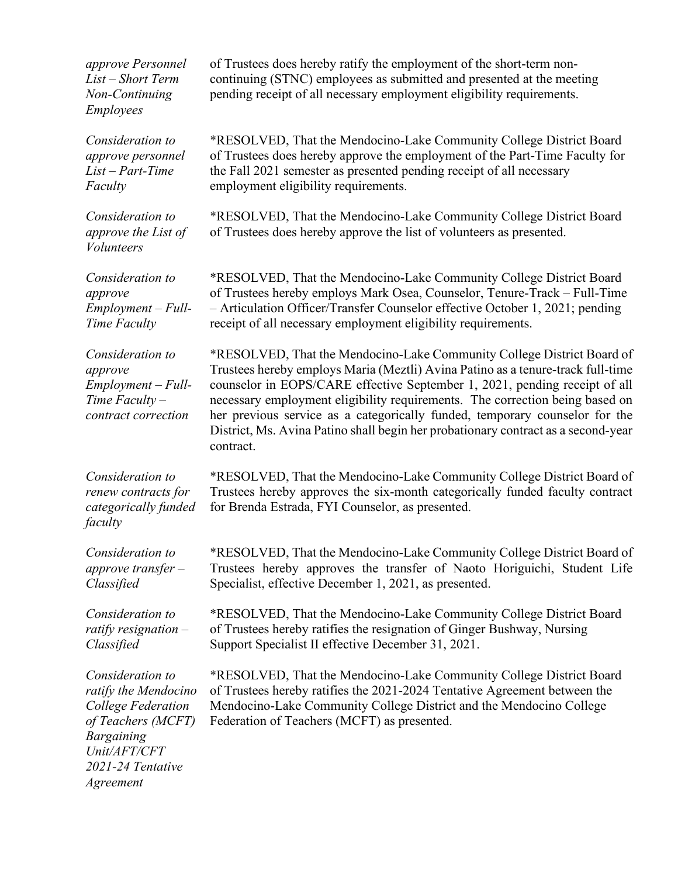*approve Personnel List – Short Term Non-Continuing Employees*

of Trustees does hereby ratify the employment of the short-term non-continuing (STNC) employees as submitted and presented at the meeting pending receipt of all necessary employment eligibility requirements.

*Consideration to approve personnel List – Part-Time Faculty*

*RESOLVED, That the Mendocino-Lake Community College District Board of Trustees does hereby approve the employment of the Part-Time Faculty for the Fall 2021 semester as presented pending receipt of all necessary employment eligibility requirements.

*Consideration to approve the List of Volunteers*

*RESOLVED, That the Mendocino-Lake Community College District Board of Trustees does hereby approve the list of volunteers as presented.

*Consideration to approve Employment – Full-Time Faculty*

*RESOLVED, That the Mendocino-Lake Community College District Board of Trustees hereby employs Mark Osea, Counselor, Tenure-Track – Full-Time – Articulation Officer/Transfer Counselor effective October 1, 2021; pending receipt of all necessary employment eligibility requirements.

*Consideration to approve Employment – Full-Time Faculty – contract correction*

*RESOLVED, That the Mendocino-Lake Community College District Board of Trustees hereby employs Maria (Meztli) Avina Patino as a tenure-track full-time counselor in EOPS/CARE effective September 1, 2021, pending receipt of all necessary employment eligibility requirements. The correction being based on her previous service as a categorically funded, temporary counselor for the District, Ms. Avina Patino shall begin her probationary contract as a second-year contract.

*Consideration to renew contracts for categorically funded faculty*

*RESOLVED, That the Mendocino-Lake Community College District Board of Trustees hereby approves the six-month categorically funded faculty contract for Brenda Estrada, FYI Counselor, as presented.

*Consideration to approve transfer – Classified*

*RESOLVED, That the Mendocino-Lake Community College District Board of Trustees hereby approves the transfer of Naoto Horiguichi, Student Life Specialist, effective December 1, 2021, as presented.

*Consideration to ratify resignation – Classified*

*RESOLVED, That the Mendocino-Lake Community College District Board of Trustees hereby ratifies the resignation of Ginger Bushway, Nursing Support Specialist II effective December 31, 2021.

*Consideration to ratify the Mendocino College Federation of Teachers (MCFT) Bargaining Unit/AFT/CFT 2021-24 Tentative Agreement*

*RESOLVED, That the Mendocino-Lake Community College District Board of Trustees hereby ratifies the 2021-2024 Tentative Agreement between the Mendocino-Lake Community College District and the Mendocino College Federation of Teachers (MCFT) as presented.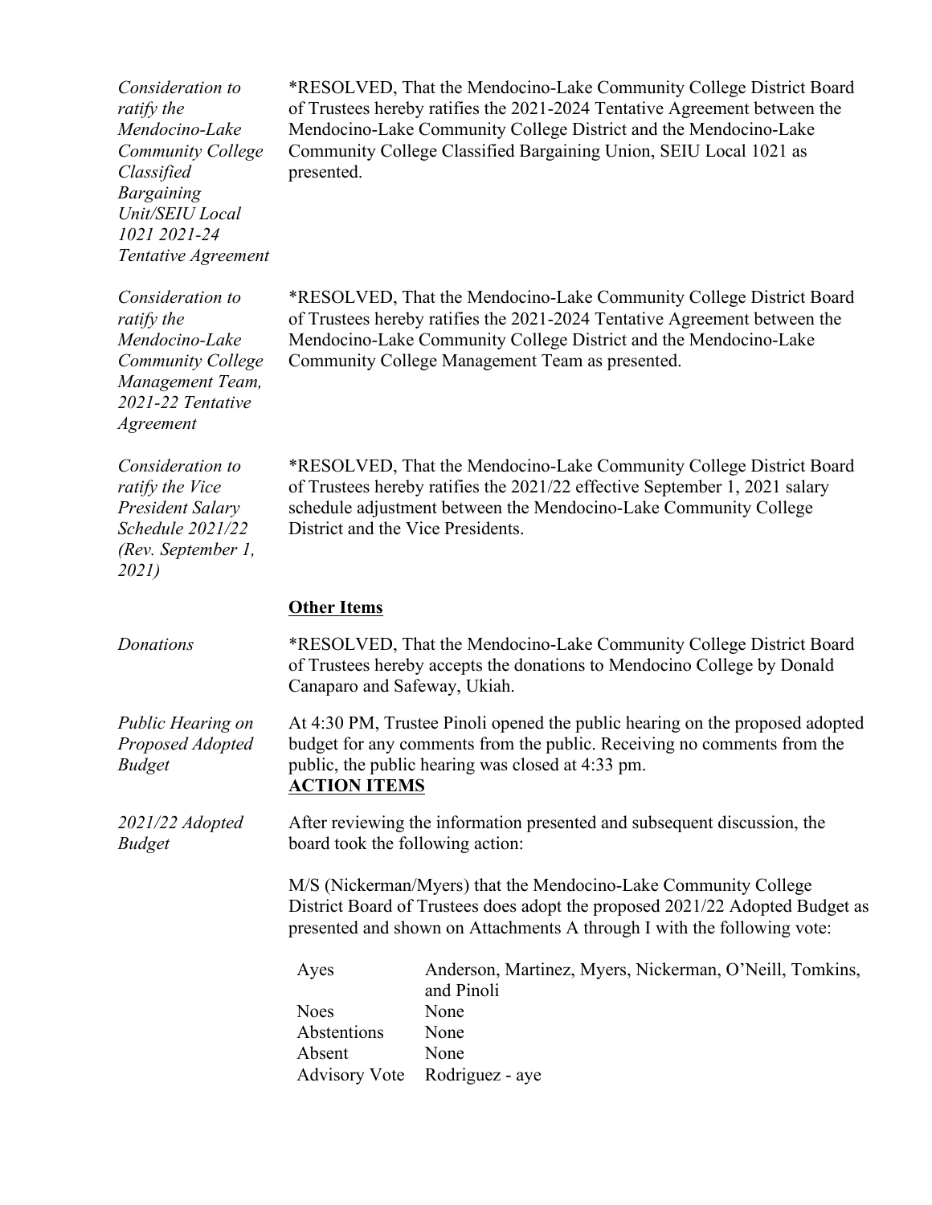*Consideration to ratify the Mendocino-Lake Community College Classified Bargaining Unit/SEIU Local 1021 2021-24 Tentative Agreement*

*RESOLVED, That the Mendocino-Lake Community College District Board of Trustees hereby ratifies the 2021-2024 Tentative Agreement between the Mendocino-Lake Community College District and the Mendocino-Lake Community College Classified Bargaining Union, SEIU Local 1021 as presented.

*Consideration to ratify the Mendocino-Lake Community College Management Team, 2021-22 Tentative Agreement*

*RESOLVED, That the Mendocino-Lake Community College District Board of Trustees hereby ratifies the 2021-2024 Tentative Agreement between the Mendocino-Lake Community College District and the Mendocino-Lake Community College Management Team as presented.

*Consideration to ratify the Vice President Salary Schedule 2021/22 (Rev. September 1, 2021)*

*RESOLVED, That the Mendocino-Lake Community College District Board of Trustees hereby ratifies the 2021/22 effective September 1, 2021 salary schedule adjustment between the Mendocino-Lake Community College District and the Vice Presidents.

**Other Items**

*Donations*

*RESOLVED, That the Mendocino-Lake Community College District Board of Trustees hereby accepts the donations to Mendocino College by Donald Canaparo and Safeway, Ukiah.

*Public Hearing on Proposed Adopted Budget*

At 4:30 PM, Trustee Pinoli opened the public hearing on the proposed adopted budget for any comments from the public. Receiving no comments from the public, the public hearing was closed at 4:33 pm.

**ACTION ITEMS**

*2021/22 Adopted Budget*

After reviewing the information presented and subsequent discussion, the board took the following action:

M/S (Nickerman/Myers) that the Mendocino-Lake Community College District Board of Trustees does adopt the proposed 2021/22 Adopted Budget as presented and shown on Attachments A through I with the following vote:

| | |
|---|---|
| Ayes | Anderson, Martinez, Myers, Nickerman, O'Neill, Tomkins, and Pinoli |
| Noes | None |
| Abstentions | None |
| Absent | None |
| Advisory Vote | Rodriguez - aye |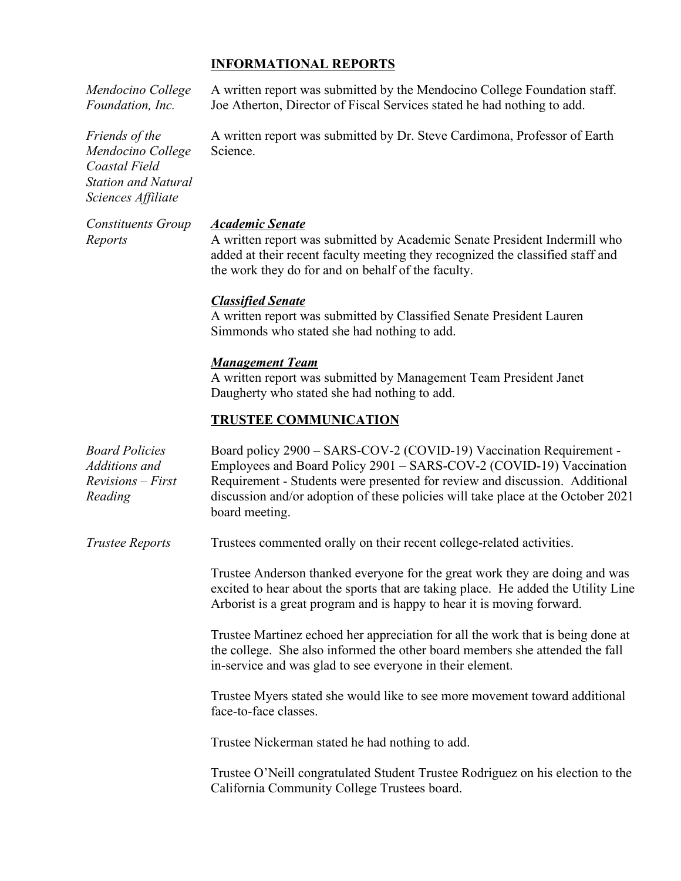## INFORMATIONAL REPORTS

*Mendocino College Foundation, Inc.*

A written report was submitted by the Mendocino College Foundation staff. Joe Atherton, Director of Fiscal Services stated he had nothing to add.

*Friends of the Mendocino College Coastal Field Station and Natural Sciences Affiliate*

A written report was submitted by Dr. Steve Cardimona, Professor of Earth Science.

*Constituents Group Reports*

***Academic Senate***

A written report was submitted by Academic Senate President Indermill who added at their recent faculty meeting they recognized the classified staff and the work they do for and on behalf of the faculty.

***Classified Senate***

A written report was submitted by Classified Senate President Lauren Simmonds who stated she had nothing to add.

***Management Team***

A written report was submitted by Management Team President Janet Daugherty who stated she had nothing to add.

## TRUSTEE COMMUNICATION

*Board Policies Additions and Revisions – First Reading*

Board policy 2900 – SARS-COV-2 (COVID-19) Vaccination Requirement - Employees and Board Policy 2901 – SARS-COV-2 (COVID-19) Vaccination Requirement - Students were presented for review and discussion. Additional discussion and/or adoption of these policies will take place at the October 2021 board meeting.

*Trustee Reports*

Trustees commented orally on their recent college-related activities.

Trustee Anderson thanked everyone for the great work they are doing and was excited to hear about the sports that are taking place. He added the Utility Line Arborist is a great program and is happy to hear it is moving forward.

Trustee Martinez echoed her appreciation for all the work that is being done at the college. She also informed the other board members she attended the fall in-service and was glad to see everyone in their element.

Trustee Myers stated she would like to see more movement toward additional face-to-face classes.

Trustee Nickerman stated he had nothing to add.

Trustee O'Neill congratulated Student Trustee Rodriguez on his election to the California Community College Trustees board.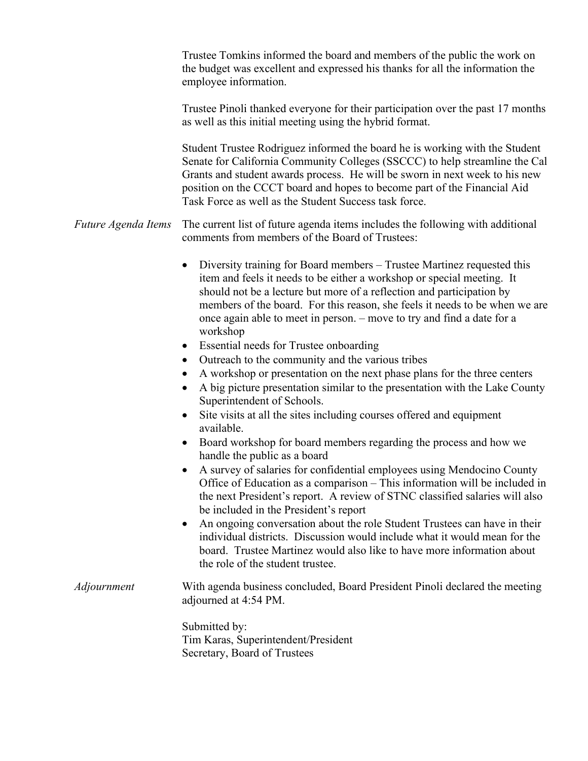Trustee Tomkins informed the board and members of the public the work on the budget was excellent and expressed his thanks for all the information the employee information.

Trustee Pinoli thanked everyone for their participation over the past 17 months as well as this initial meeting using the hybrid format.

Student Trustee Rodriguez informed the board he is working with the Student Senate for California Community Colleges (SSCCC) to help streamline the Cal Grants and student awards process. He will be sworn in next week to his new position on the CCCT board and hopes to become part of the Financial Aid Task Force as well as the Student Success task force.

*Future Agenda Items*

The current list of future agenda items includes the following with additional comments from members of the Board of Trustees:

- Diversity training for Board members – Trustee Martinez requested this item and feels it needs to be either a workshop or special meeting. It should not be a lecture but more of a reflection and participation by members of the board. For this reason, she feels it needs to be when we are once again able to meet in person. – move to try and find a date for a workshop
- Essential needs for Trustee onboarding
- Outreach to the community and the various tribes
- A workshop or presentation on the next phase plans for the three centers
- A big picture presentation similar to the presentation with the Lake County Superintendent of Schools.
- Site visits at all the sites including courses offered and equipment available.
- Board workshop for board members regarding the process and how we handle the public as a board
- A survey of salaries for confidential employees using Mendocino County Office of Education as a comparison – This information will be included in the next President's report. A review of STNC classified salaries will also be included in the President's report
- An ongoing conversation about the role Student Trustees can have in their individual districts. Discussion would include what it would mean for the board. Trustee Martinez would also like to have more information about the role of the student trustee.

*Adjournment*

With agenda business concluded, Board President Pinoli declared the meeting adjourned at 4:54 PM.

Submitted by:
Tim Karas, Superintendent/President
Secretary, Board of Trustees